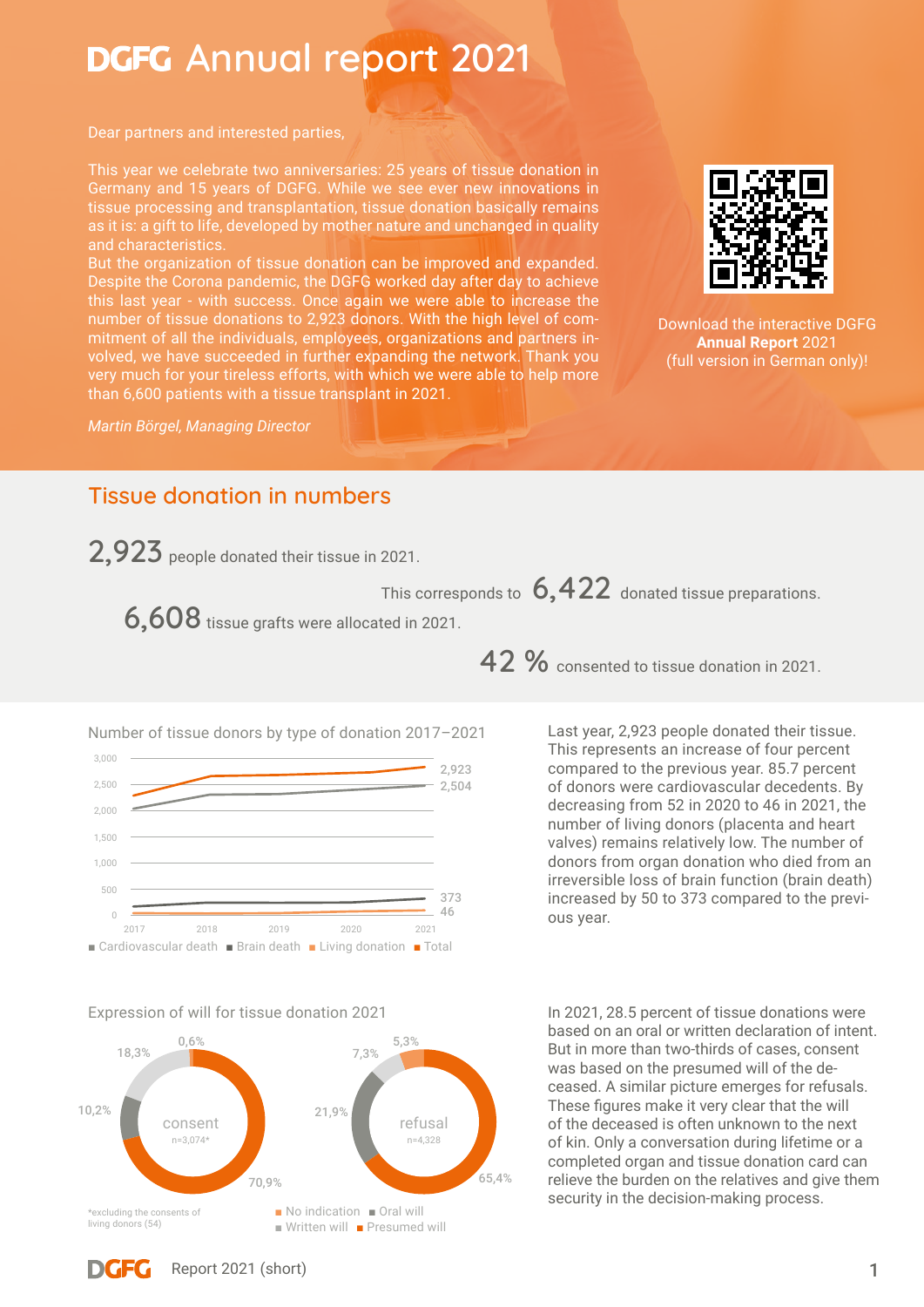# DGFG Annual report 2021

Dear partners and interested parties,

This year we celebrate two anniversaries: 25 years of tissue donation in Germany and 15 years of DGFG. While we see ever new innovations in tissue processing and transplantation, tissue donation basically remains as it is: a gift to life, developed by mother nature and unchanged in quality and characteristics.
But the organization of tissue donation can be improved and expanded. Despite the Corona pandemic, the DGFG worked day after day to achieve this last year - with success. Once again we were able to increase the number of tissue donations to 2,923 donors. With the high level of commitment of all the individuals, employees, organizations and partners involved, we have succeeded in further expanding the network. Thank you very much for your tireless efforts, with which we were able to help more than 6,600 patients with a tissue transplant in 2021.

*Martin Börgel, Managing Director*

Download the interactive DGFG **Annual Report** 2021
(full version in German only)!

## Tissue donation in numbers

**2,923** people donated their tissue in 2021.

This corresponds to **6,422** donated tissue preparations.

**6,608** tissue grafts were allocated in 2021.

**42 %** consented to tissue donation in 2021.

### Number of tissue donors by type of donation 2017–2021

Values shown for 2021: Total 2,923; Cardiovascular death 2,504; Brain death 373; Living donation 46

■ Cardiovascular death ■ Brain death ■ Living donation ■ Total

Last year, 2,923 people donated their tissue. This represents an increase of four percent compared to the previous year. 85.7 percent of donors were cardiovascular decedents. By decreasing from 52 in 2020 to 46 in 2021, the number of living donors (placenta and heart valves) remains relatively low. The number of donors from organ donation who died from an irreversible loss of brain function (brain death) increased by 50 to 373 compared to the previous year.

### Expression of will for tissue donation 2021

| | consent (n=3,074*) | refusal (n=4,328) |
|---|---|---|
| No indication | 0,6% | 5,3% |
| Oral will | 10,2% | 21,9% |
| Written will | 18,3% | 7,3% |
| Presumed will | 70,9% | 65,4% |

*excluding the consents of living donors (54)

In 2021, 28.5 percent of tissue donations were based on an oral or written declaration of intent. But in more than two-thirds of cases, consent was based on the presumed will of the deceased. A similar picture emerges for refusals. These figures make it very clear that the will of the deceased is often unknown to the next of kin. Only a conversation during lifetime or a completed organ and tissue donation card can relieve the burden on the relatives and give them security in the decision-making process.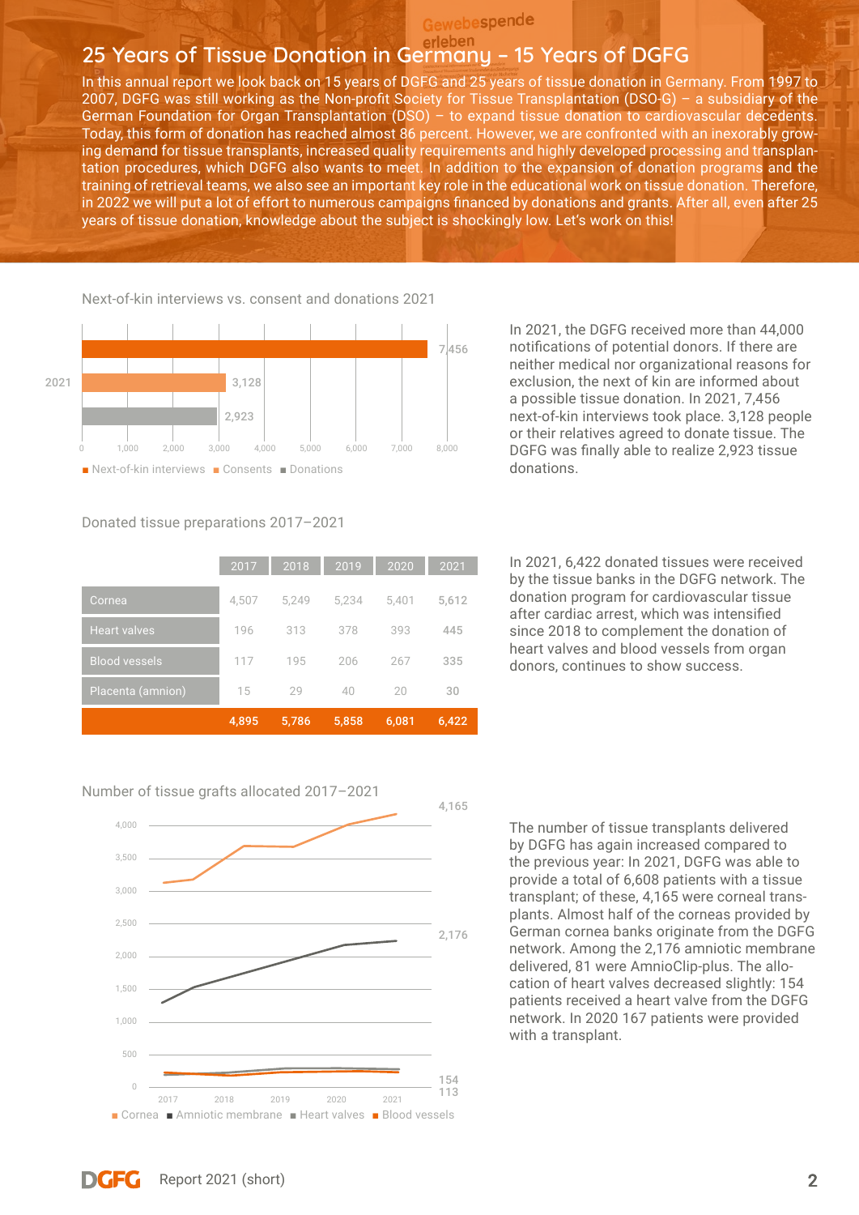# 25 Years of Tissue Donation in Germany – 15 Years of DGFG

In this annual report we look back on 15 years of DGFG and 25 years of tissue donation in Germany. From 1997 to 2007, DGFG was still working as the Non-profit Society for Tissue Transplantation (DSO-G) – a subsidiary of the German Foundation for Organ Transplantation (DSO) – to expand tissue donation to cardiovascular decedents. Today, this form of donation has reached almost 86 percent. However, we are confronted with an inexorably growing demand for tissue transplants, increased quality requirements and highly developed processing and transplantation procedures, which DGFG also wants to meet. In addition to the expansion of donation programs and the training of retrieval teams, we also see an important key role in the educational work on tissue donation. Therefore, in 2022 we will put a lot of effort to numerous campaigns financed by donations and grants. After all, even after 25 years of tissue donation, knowledge about the subject is shockingly low. Let's work on this!

## Next-of-kin interviews vs. consent and donations 2021

2021
7,456
3,128
2,923
0, 1,000, 2,000, 3,000, 4,000, 5,000, 6,000, 7,000, 8,000
Next-of-kin interviews, Consents, Donations

In 2021, the DGFG received more than 44,000 notifications of potential donors. If there are neither medical nor organizational reasons for exclusion, the next of kin are informed about a possible tissue donation. In 2021, 7,456 next-of-kin interviews took place. 3,128 people or their relatives agreed to donate tissue. The DGFG was finally able to realize 2,923 tissue donations.

## Donated tissue preparations 2017–2021

| | 2017 | 2018 | 2019 | 2020 | 2021 |
|---|---|---|---|---|---|
| Cornea | 4,507 | 5,249 | 5,234 | 5,401 | 5,612 |
| Heart valves | 196 | 313 | 378 | 393 | 445 |
| Blood vessels | 117 | 195 | 206 | 267 | 335 |
| Placenta (amnion) | 15 | 29 | 40 | 20 | 30 |
| | **4,895** | **5,786** | **5,858** | **6,081** | **6,422** |

In 2021, 6,422 donated tissues were received by the tissue banks in the DGFG network. The donation program for cardiovascular tissue after cardiac arrest, which was intensified since 2018 to complement the donation of heart valves and blood vessels from organ donors, continues to show success.

## Number of tissue grafts allocated 2017–2021

4,165
2,176
154
113
0, 500, 1,000, 1,500, 2,000, 2,500, 3,000, 3,500, 4,000
2017, 2018, 2019, 2020, 2021
Cornea, Amniotic membrane, Heart valves, Blood vessels

The number of tissue transplants delivered by DGFG has again increased compared to the previous year: In 2021, DGFG was able to provide a total of 6,608 patients with a tissue transplant; of these, 4,165 were corneal transplants. Almost half of the corneas provided by German cornea banks originate from the DGFG network. Among the 2,176 amniotic membrane delivered, 81 were AmnioClip-plus. The allocation of heart valves decreased slightly: 154 patients received a heart valve from the DGFG network. In 2020 167 patients were provided with a transplant.

DGFG Report 2021 (short)